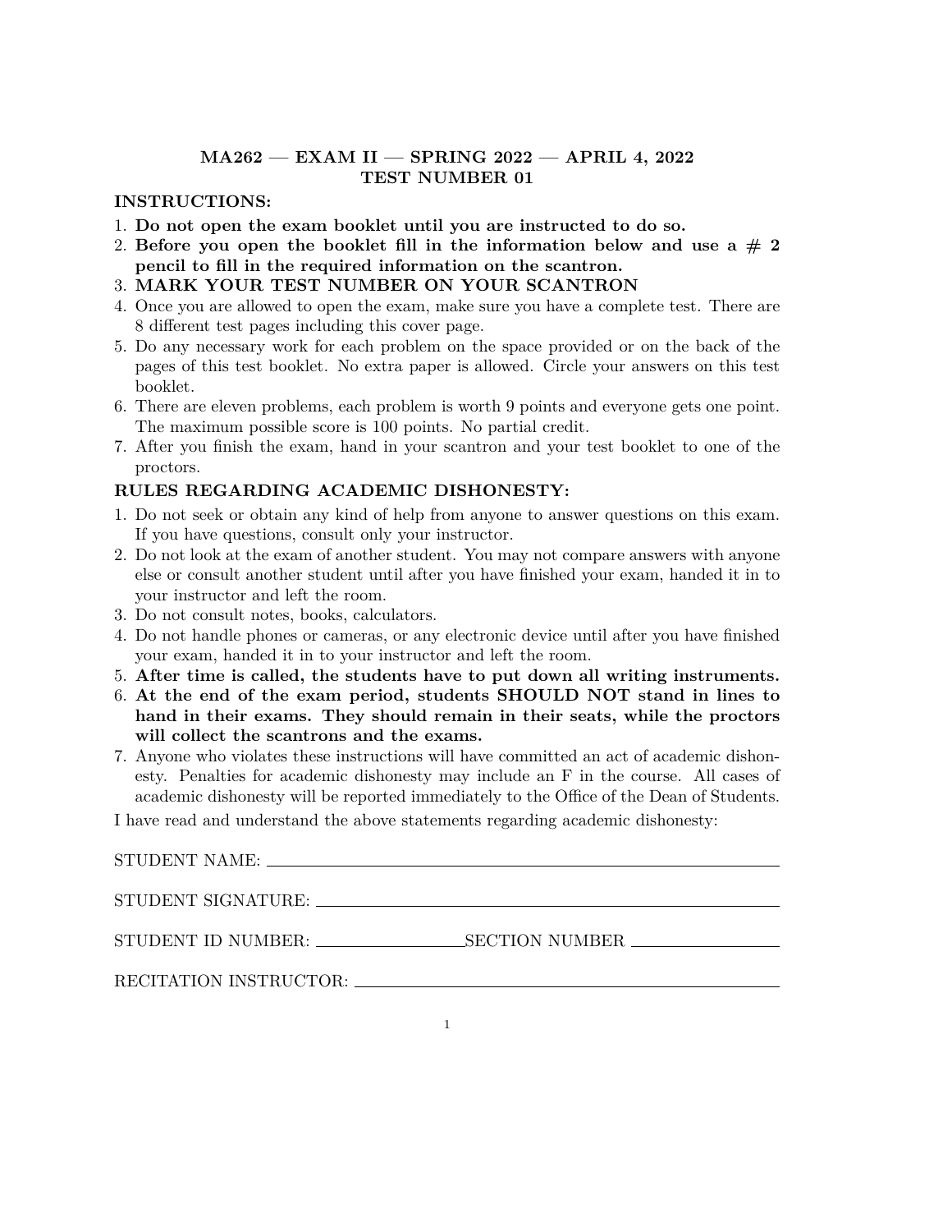# MA262 — EXAM II — SPRING 2022 — APRIL 4, 2022
## TEST NUMBER 01

**INSTRUCTIONS:**

1. **Do not open the exam booklet until you are instructed to do so.**
2. **Before you open the booklet fill in the information below and use a # 2 pencil to fill in the required information on the scantron.**
3. **MARK YOUR TEST NUMBER ON YOUR SCANTRON**
4. Once you are allowed to open the exam, make sure you have a complete test. There are 8 different test pages including this cover page.
5. Do any necessary work for each problem on the space provided or on the back of the pages of this test booklet. No extra paper is allowed. Circle your answers on this test booklet.
6. There are eleven problems, each problem is worth 9 points and everyone gets one point. The maximum possible score is 100 points. No partial credit.
7. After you finish the exam, hand in your scantron and your test booklet to one of the proctors.

**RULES REGARDING ACADEMIC DISHONESTY:**

1. Do not seek or obtain any kind of help from anyone to answer questions on this exam. If you have questions, consult only your instructor.
2. Do not look at the exam of another student. You may not compare answers with anyone else or consult another student until after you have finished your exam, handed it in to your instructor and left the room.
3. Do not consult notes, books, calculators.
4. Do not handle phones or cameras, or any electronic device until after you have finished your exam, handed it in to your instructor and left the room.
5. **After time is called, the students have to put down all writing instruments.**
6. **At the end of the exam period, students SHOULD NOT stand in lines to hand in their exams. They should remain in their seats, while the proctors will collect the scantrons and the exams.**
7. Anyone who violates these instructions will have committed an act of academic dishonesty. Penalties for academic dishonesty may include an F in the course. All cases of academic dishonesty will be reported immediately to the Office of the Dean of Students.

I have read and understand the above statements regarding academic dishonesty:

STUDENT NAME: ______________________________

STUDENT SIGNATURE: ______________________________

STUDENT ID NUMBER: ______________ SECTION NUMBER ______________

RECITATION INSTRUCTOR: ______________________________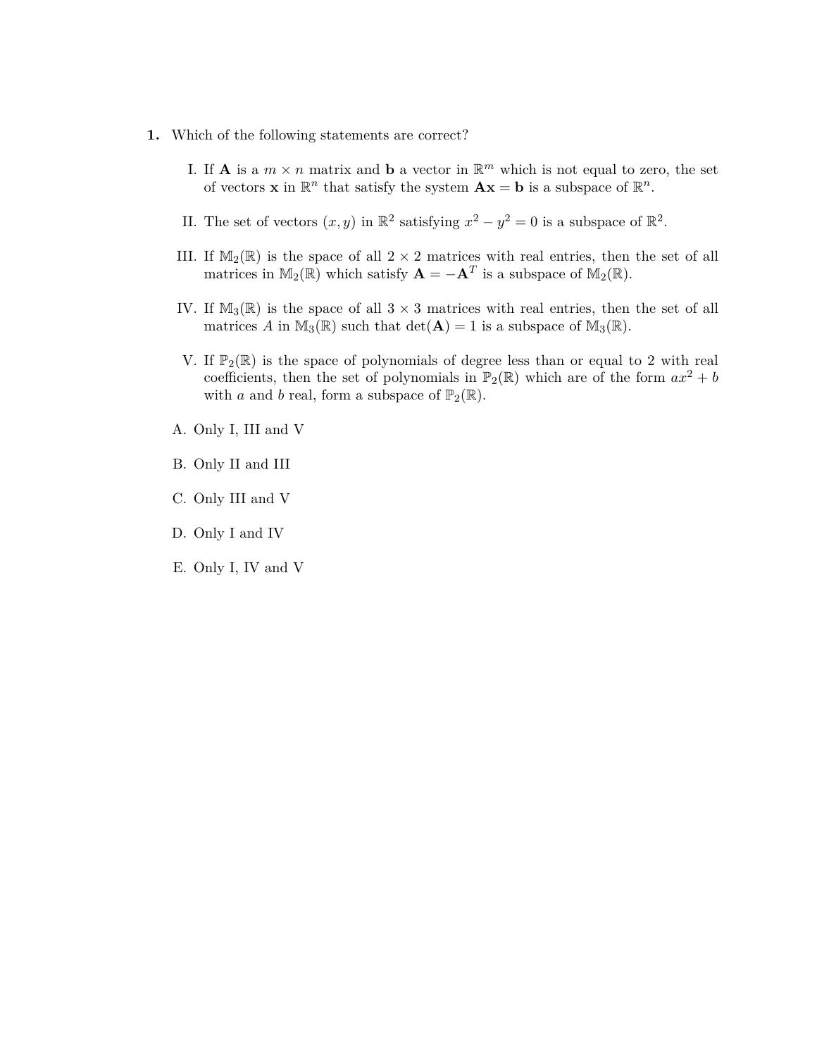**1.** Which of the following statements are correct?

I. If $\mathbf{A}$ is a $m \times n$ matrix and $\mathbf{b}$ a vector in $\mathbb{R}^m$ which is not equal to zero, the set of vectors $\mathbf{x}$ in $\mathbb{R}^n$ that satisfy the system $\mathbf{A}\mathbf{x} = \mathbf{b}$ is a subspace of $\mathbb{R}^n$.

II. The set of vectors $(x, y)$ in $\mathbb{R}^2$ satisfying $x^2 - y^2 = 0$ is a subspace of $\mathbb{R}^2$.

III. If $\mathbb{M}_2(\mathbb{R})$ is the space of all $2 \times 2$ matrices with real entries, then the set of all matrices in $\mathbb{M}_2(\mathbb{R})$ which satisfy $\mathbf{A} = -\mathbf{A}^T$ is a subspace of $\mathbb{M}_2(\mathbb{R})$.

IV. If $\mathbb{M}_3(\mathbb{R})$ is the space of all $3 \times 3$ matrices with real entries, then the set of all matrices $A$ in $\mathbb{M}_3(\mathbb{R})$ such that $\det(\mathbf{A}) = 1$ is a subspace of $\mathbb{M}_3(\mathbb{R})$.

V. If $\mathbb{P}_2(\mathbb{R})$ is the space of polynomials of degree less than or equal to 2 with real coefficients, then the set of polynomials in $\mathbb{P}_2(\mathbb{R})$ which are of the form $ax^2 + b$ with $a$ and $b$ real, form a subspace of $\mathbb{P}_2(\mathbb{R})$.

A. Only I, III and V

B. Only II and III

C. Only III and V

D. Only I and IV

E. Only I, IV and V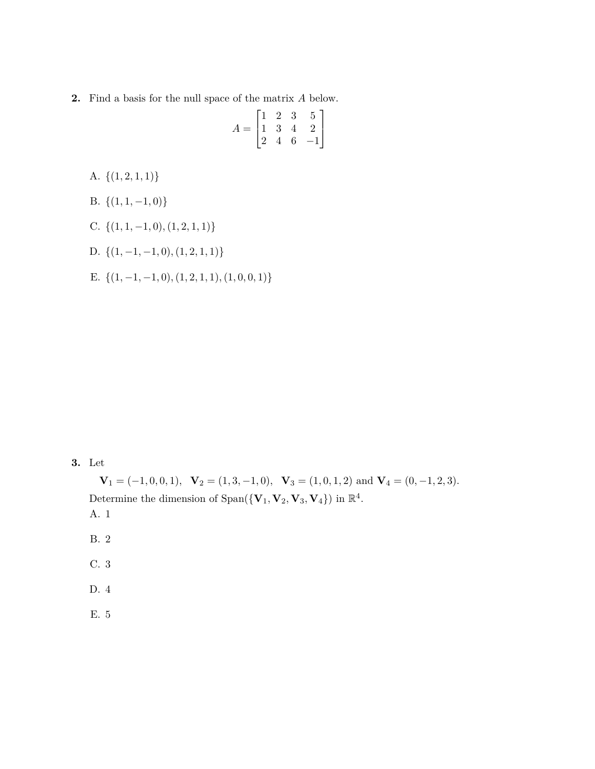**2.** Find a basis for the null space of the matrix $A$ below.

$$A = \begin{bmatrix} 1 & 2 & 3 & 5 \\ 1 & 3 & 4 & 2 \\ 2 & 4 & 6 & -1 \end{bmatrix}$$

A. $\{(1, 2, 1, 1)\}$

B. $\{(1, 1, -1, 0)\}$

C. $\{(1, 1, -1, 0), (1, 2, 1, 1)\}$

D. $\{(1, -1, -1, 0), (1, 2, 1, 1)\}$

E. $\{(1, -1, -1, 0), (1, 2, 1, 1), (1, 0, 0, 1)\}$

**3.** Let

$\mathbf{V}_1 = (-1, 0, 0, 1)$, $\mathbf{V}_2 = (1, 3, -1, 0)$, $\mathbf{V}_3 = (1, 0, 1, 2)$ and $\mathbf{V}_4 = (0, -1, 2, 3)$.

Determine the dimension of $\text{Span}(\{\mathbf{V}_1, \mathbf{V}_2, \mathbf{V}_3, \mathbf{V}_4\})$ in $\mathbb{R}^4$.

A. 1

B. 2

C. 3

D. 4

E. 5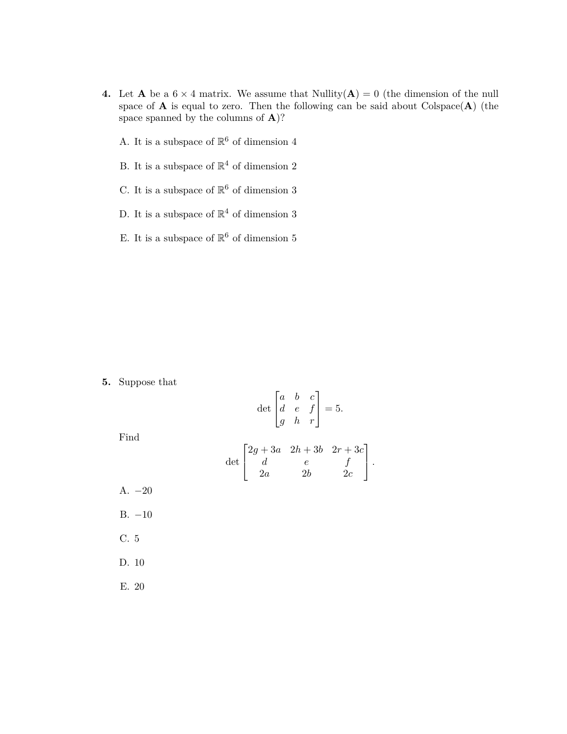**4.** Let $\mathbf{A}$ be a $6 \times 4$ matrix. We assume that Nullity($\mathbf{A}$) $= 0$ (the dimension of the null space of $\mathbf{A}$ is equal to zero. Then the following can be said about Colspace($\mathbf{A}$) (the space spanned by the columns of $\mathbf{A}$)?

A. It is a subspace of $\mathbb{R}^6$ of dimension 4

B. It is a subspace of $\mathbb{R}^4$ of dimension 2

C. It is a subspace of $\mathbb{R}^6$ of dimension 3

D. It is a subspace of $\mathbb{R}^4$ of dimension 3

E. It is a subspace of $\mathbb{R}^6$ of dimension 5

**5.** Suppose that

$$\det \begin{bmatrix} a & b & c \\ d & e & f \\ g & h & r \end{bmatrix} = 5.$$

Find

$$\det \begin{bmatrix} 2g + 3a & 2h + 3b & 2r + 3c \\ d & e & f \\ 2a & 2b & 2c \end{bmatrix}.$$

A. $-20$

B. $-10$

C. 5

D. 10

E. 20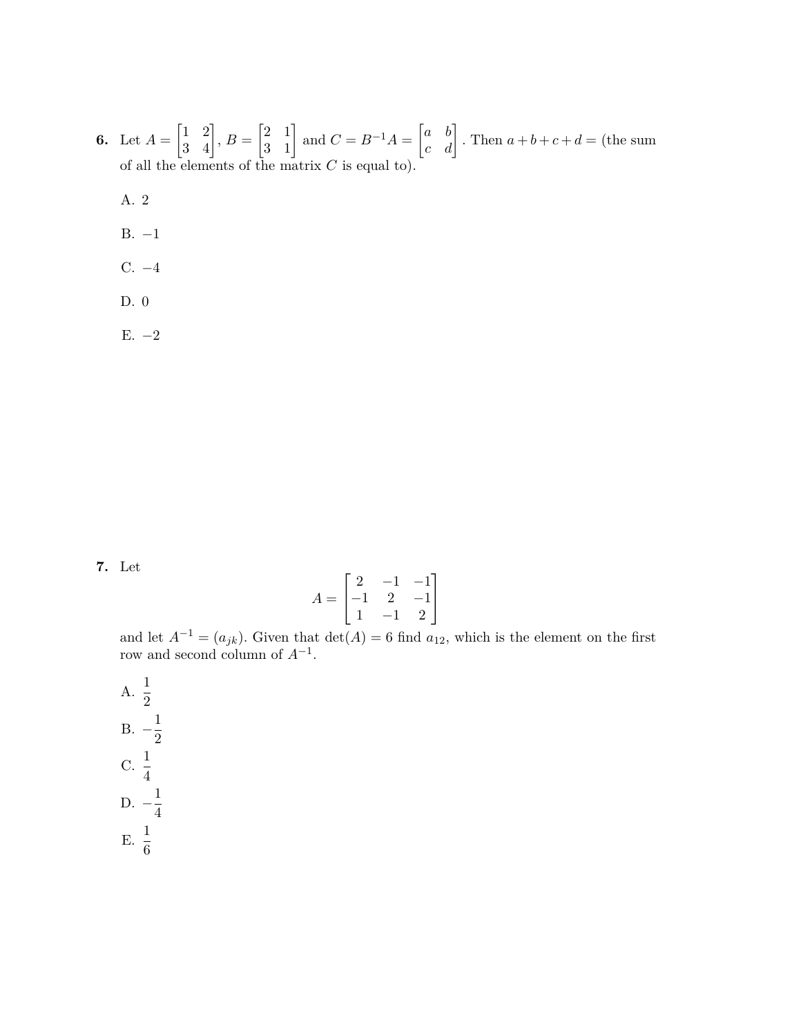**6.** Let $A = \begin{bmatrix} 1 & 2 \\ 3 & 4 \end{bmatrix}$, $B = \begin{bmatrix} 2 & 1 \\ 3 & 1 \end{bmatrix}$ and $C = B^{-1}A = \begin{bmatrix} a & b \\ c & d \end{bmatrix}$. Then $a+b+c+d =$ (the sum of all the elements of the matrix $C$ is equal to).

A. 2

B. $-1$

C. $-4$

D. 0

E. $-2$

**7.** Let

$$A = \begin{bmatrix} 2 & -1 & -1 \\ -1 & 2 & -1 \\ 1 & -1 & 2 \end{bmatrix}$$

and let $A^{-1} = (a_{jk})$. Given that $\det(A) = 6$ find $a_{12}$, which is the element on the first row and second column of $A^{-1}$.

A. $\dfrac{1}{2}$

B. $-\dfrac{1}{2}$

C. $\dfrac{1}{4}$

D. $-\dfrac{1}{4}$

E. $\dfrac{1}{6}$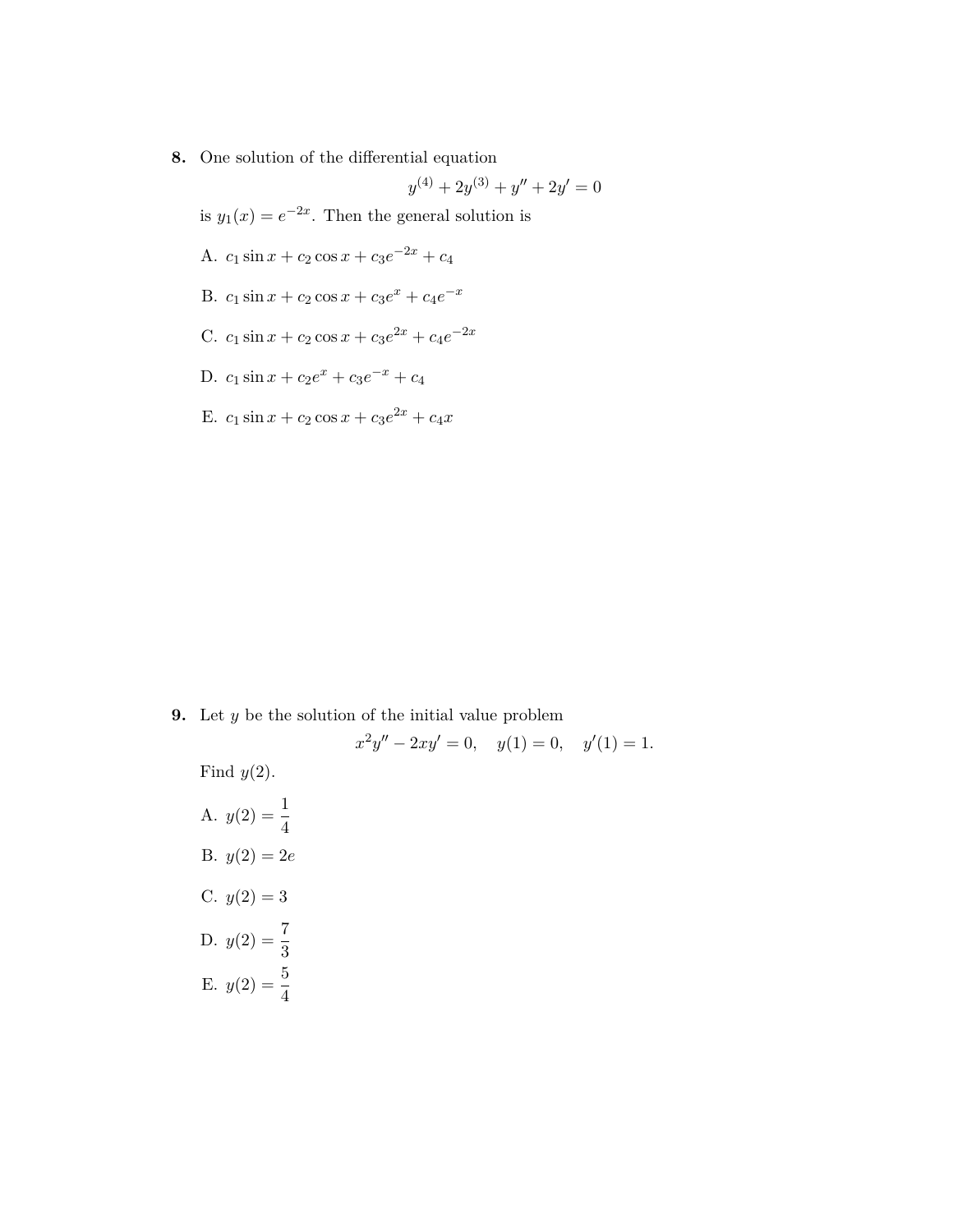**8.** One solution of the differential equation

$$y^{(4)} + 2y^{(3)} + y'' + 2y' = 0$$

is $y_1(x) = e^{-2x}$. Then the general solution is

A. $c_1 \sin x + c_2 \cos x + c_3 e^{-2x} + c_4$

B. $c_1 \sin x + c_2 \cos x + c_3 e^{x} + c_4 e^{-x}$

C. $c_1 \sin x + c_2 \cos x + c_3 e^{2x} + c_4 e^{-2x}$

D. $c_1 \sin x + c_2 e^{x} + c_3 e^{-x} + c_4$

E. $c_1 \sin x + c_2 \cos x + c_3 e^{2x} + c_4 x$

**9.** Let $y$ be the solution of the initial value problem

$$x^2 y'' - 2xy' = 0, \quad y(1) = 0, \quad y'(1) = 1.$$

Find $y(2)$.

A. $y(2) = \dfrac{1}{4}$

B. $y(2) = 2e$

C. $y(2) = 3$

D. $y(2) = \dfrac{7}{3}$

E. $y(2) = \dfrac{5}{4}$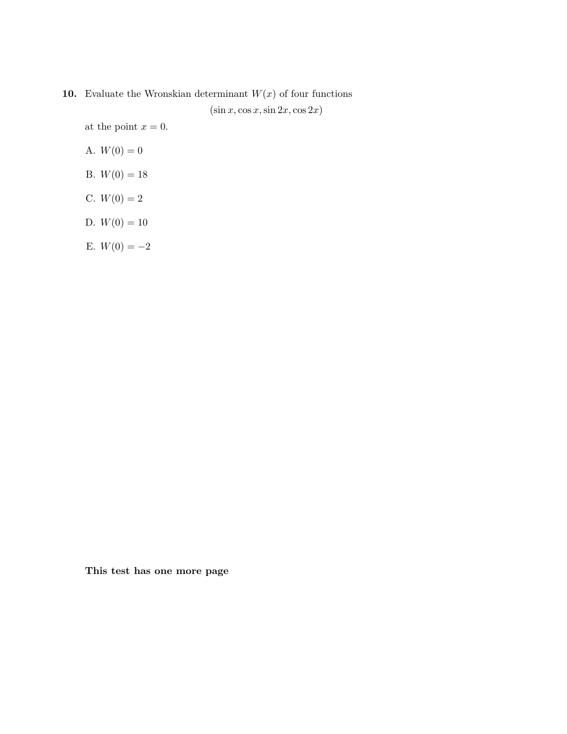**10.** Evaluate the Wronskian determinant $W(x)$ of four functions

$$(\sin x, \cos x, \sin 2x, \cos 2x)$$

at the point $x = 0$.

A. $W(0) = 0$

B. $W(0) = 18$

C. $W(0) = 2$

D. $W(0) = 10$

E. $W(0) = -2$

**This test has one more page**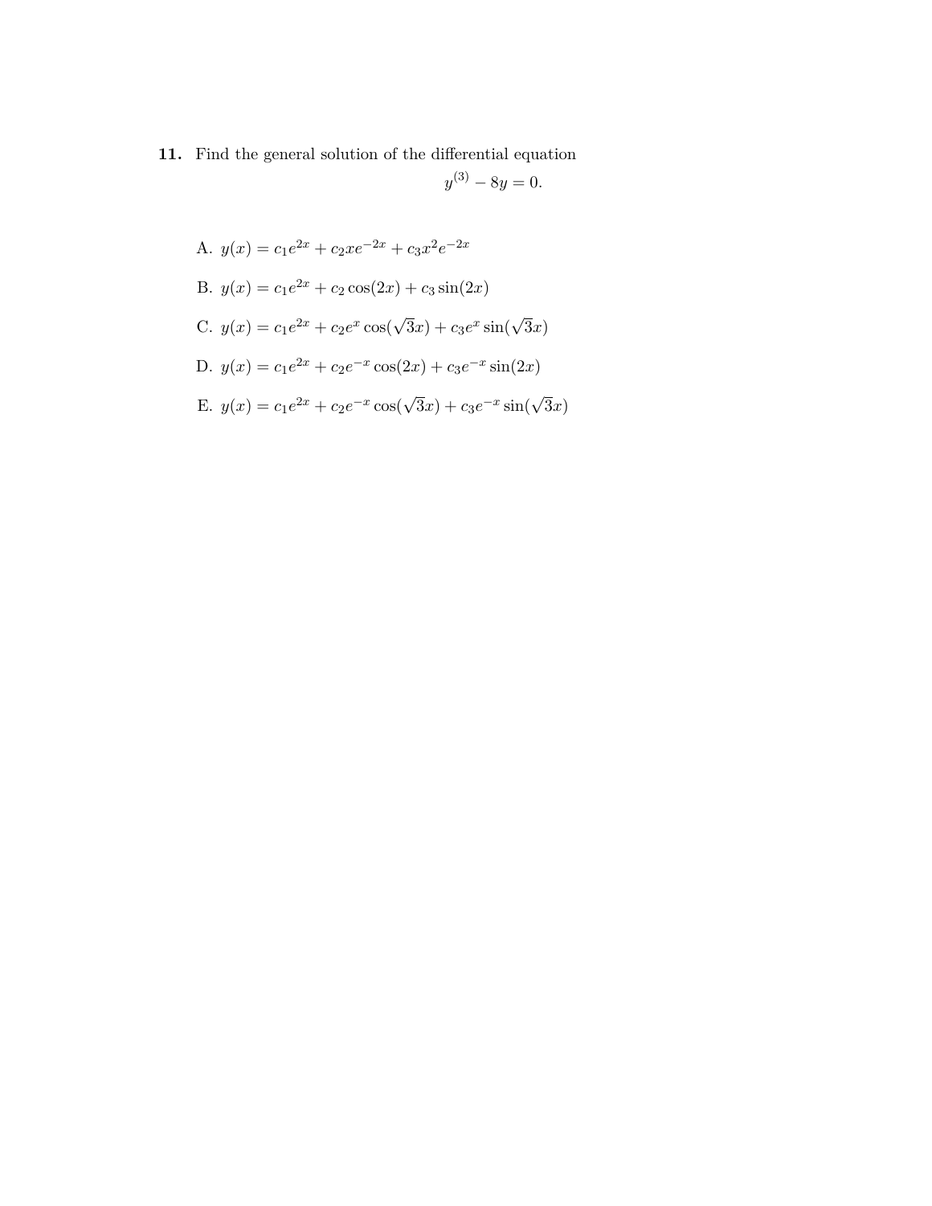**11.** Find the general solution of the differential equation

$$y^{(3)} - 8y = 0.$$

A. $y(x) = c_1 e^{2x} + c_2 x e^{-2x} + c_3 x^2 e^{-2x}$

B. $y(x) = c_1 e^{2x} + c_2 \cos(2x) + c_3 \sin(2x)$

C. $y(x) = c_1 e^{2x} + c_2 e^{x} \cos(\sqrt{3}x) + c_3 e^{x} \sin(\sqrt{3}x)$

D. $y(x) = c_1 e^{2x} + c_2 e^{-x} \cos(2x) + c_3 e^{-x} \sin(2x)$

E. $y(x) = c_1 e^{2x} + c_2 e^{-x} \cos(\sqrt{3}x) + c_3 e^{-x} \sin(\sqrt{3}x)$